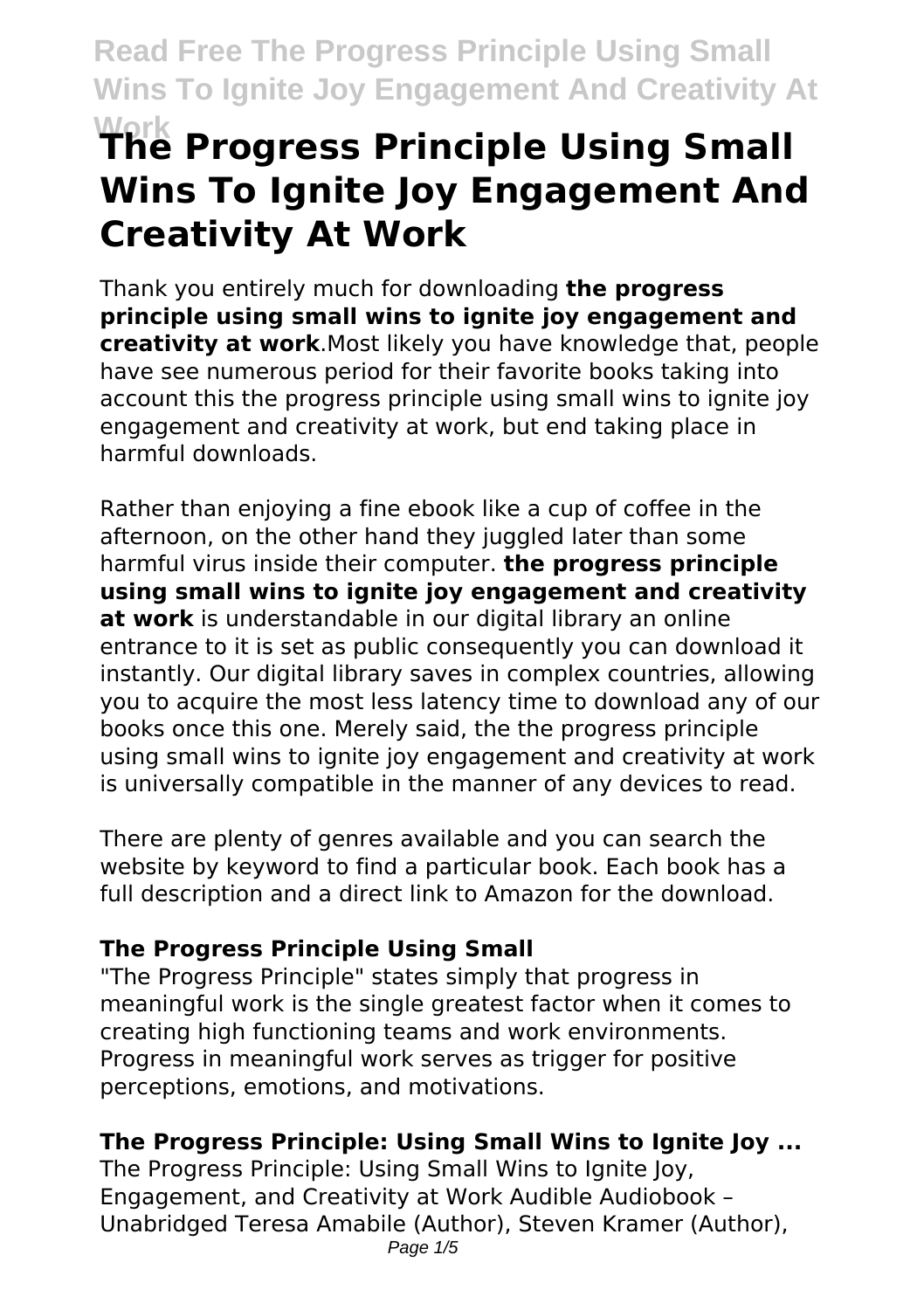# The Progress Principle Using Small Wins To Ignite Joy Engagement And Creativity At Work

Thank you entirely much for downloading **the progress principle using small wins to ignite joy engagement and creativity at work**.Most likely you have knowledge that, people have see numerous period for their favorite books taking into account this the progress principle using small wins to ignite joy engagement and creativity at work, but end taking place in harmful downloads.

Rather than enjoying a fine ebook like a cup of coffee in the afternoon, on the other hand they juggled later than some harmful virus inside their computer. **the progress principle using small wins to ignite joy engagement and creativity at work** is understandable in our digital library an online entrance to it is set as public consequently you can download it instantly. Our digital library saves in complex countries, allowing you to acquire the most less latency time to download any of our books once this one. Merely said, the the progress principle using small wins to ignite joy engagement and creativity at work is universally compatible in the manner of any devices to read.

There are plenty of genres available and you can search the website by keyword to find a particular book. Each book has a full description and a direct link to Amazon for the download.

### The Progress Principle Using Small

"The Progress Principle" states simply that progress in meaningful work is the single greatest factor when it comes to creating high functioning teams and work environments. Progress in meaningful work serves as trigger for positive perceptions, emotions, and motivations.

### The Progress Principle: Using Small Wins to Ignite Joy ...

The Progress Principle: Using Small Wins to Ignite Joy, Engagement, and Creativity at Work Audible Audiobook – Unabridged Teresa Amabile (Author), Steven Kramer (Author),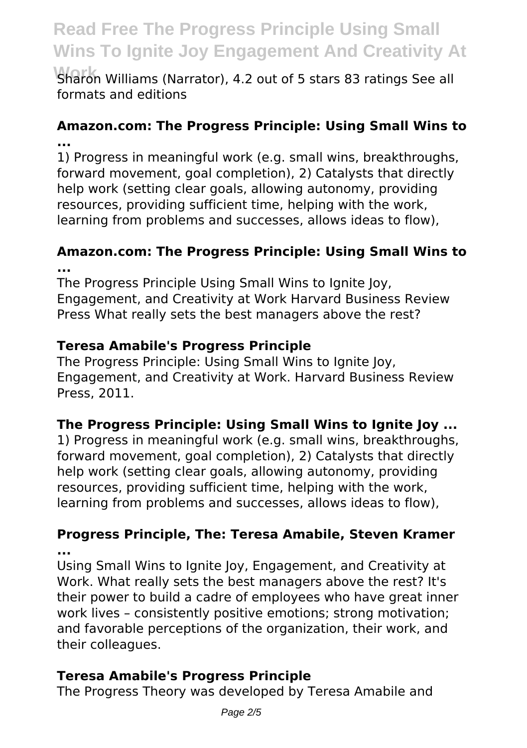Sharon Williams (Narrator), 4.2 out of 5 stars 83 ratings See all formats and editions

### Amazon.com: The Progress Principle: Using Small Wins to ...

1) Progress in meaningful work (e.g. small wins, breakthroughs, forward movement, goal completion), 2) Catalysts that directly help work (setting clear goals, allowing autonomy, providing resources, providing sufficient time, helping with the work, learning from problems and successes, allows ideas to flow),

### Amazon.com: The Progress Principle: Using Small Wins to ...

The Progress Principle Using Small Wins to Ignite Joy, Engagement, and Creativity at Work Harvard Business Review Press What really sets the best managers above the rest?

### Teresa Amabile's Progress Principle

The Progress Principle: Using Small Wins to Ignite Joy, Engagement, and Creativity at Work. Harvard Business Review Press, 2011.

### The Progress Principle: Using Small Wins to Ignite Joy ...

1) Progress in meaningful work (e.g. small wins, breakthroughs, forward movement, goal completion), 2) Catalysts that directly help work (setting clear goals, allowing autonomy, providing resources, providing sufficient time, helping with the work, learning from problems and successes, allows ideas to flow),

### Progress Principle, The: Teresa Amabile, Steven Kramer ...

Using Small Wins to Ignite Joy, Engagement, and Creativity at Work. What really sets the best managers above the rest? It's their power to build a cadre of employees who have great inner work lives – consistently positive emotions; strong motivation; and favorable perceptions of the organization, their work, and their colleagues.

### Teresa Amabile's Progress Principle

The Progress Theory was developed by Teresa Amabile and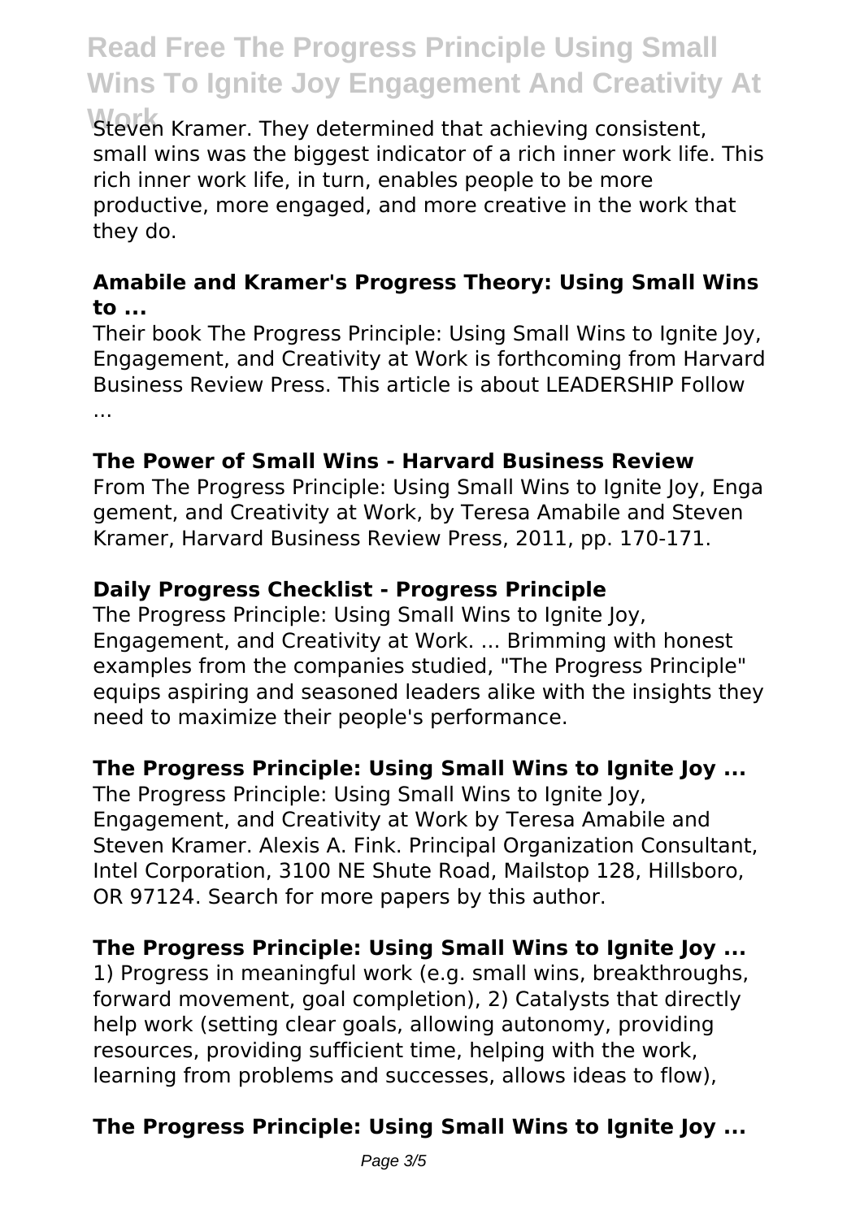Steven Kramer. They determined that achieving consistent, small wins was the biggest indicator of a rich inner work life. This rich inner work life, in turn, enables people to be more productive, more engaged, and more creative in the work that they do.

### Amabile and Kramer's Progress Theory: Using Small Wins to ...

Their book The Progress Principle: Using Small Wins to Ignite Joy, Engagement, and Creativity at Work is forthcoming from Harvard Business Review Press. This article is about LEADERSHIP Follow ...

### The Power of Small Wins - Harvard Business Review

From The Progress Principle: Using Small Wins to Ignite Joy, Enga gement, and Creativity at Work, by Teresa Amabile and Steven Kramer, Harvard Business Review Press, 2011, pp. 170-171.

### Daily Progress Checklist - Progress Principle

The Progress Principle: Using Small Wins to Ignite Joy, Engagement, and Creativity at Work. ... Brimming with honest examples from the companies studied, "The Progress Principle" equips aspiring and seasoned leaders alike with the insights they need to maximize their people's performance.

### The Progress Principle: Using Small Wins to Ignite Joy ...

The Progress Principle: Using Small Wins to Ignite Joy, Engagement, and Creativity at Work by Teresa Amabile and Steven Kramer. Alexis A. Fink. Principal Organization Consultant, Intel Corporation, 3100 NE Shute Road, Mailstop 128, Hillsboro, OR 97124. Search for more papers by this author.

### The Progress Principle: Using Small Wins to Ignite Joy ...

1) Progress in meaningful work (e.g. small wins, breakthroughs, forward movement, goal completion), 2) Catalysts that directly help work (setting clear goals, allowing autonomy, providing resources, providing sufficient time, helping with the work, learning from problems and successes, allows ideas to flow),

### The Progress Principle: Using Small Wins to Ignite Joy ...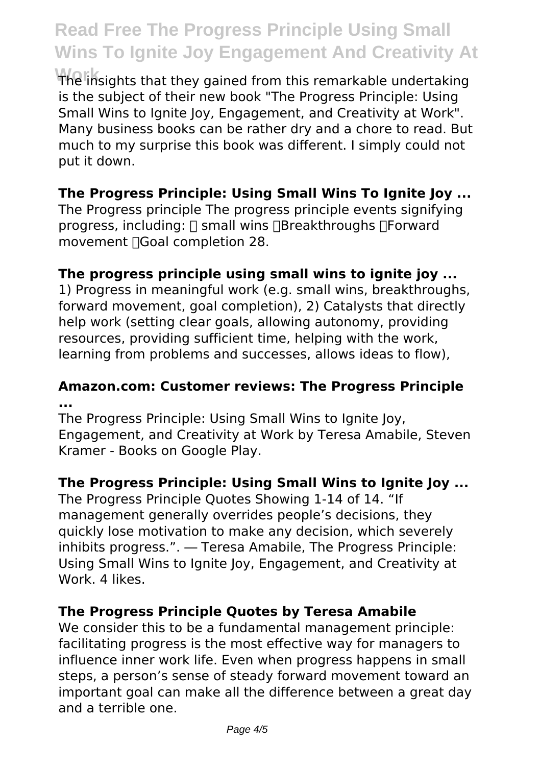The insights that they gained from this remarkable undertaking is the subject of their new book "The Progress Principle: Using Small Wins to Ignite Joy, Engagement, and Creativity at Work". Many business books can be rather dry and a chore to read. But much to my surprise this book was different. I simply could not put it down.

### The Progress Principle: Using Small Wins To Ignite Joy ...

The Progress principle The progress principle events signifying progress, including:  small wins Breakthroughs Forward movement Goal completion 28.

### The progress principle using small wins to ignite joy ...

1) Progress in meaningful work (e.g. small wins, breakthroughs, forward movement, goal completion), 2) Catalysts that directly help work (setting clear goals, allowing autonomy, providing resources, providing sufficient time, helping with the work, learning from problems and successes, allows ideas to flow),

### Amazon.com: Customer reviews: The Progress Principle ...

The Progress Principle: Using Small Wins to Ignite Joy, Engagement, and Creativity at Work by Teresa Amabile, Steven Kramer - Books on Google Play.

### The Progress Principle: Using Small Wins to Ignite Joy ...

The Progress Principle Quotes Showing 1-14 of 14. "If management generally overrides people's decisions, they quickly lose motivation to make any decision, which severely inhibits progress.". ― Teresa Amabile, The Progress Principle: Using Small Wins to Ignite Joy, Engagement, and Creativity at Work. 4 likes.

### The Progress Principle Quotes by Teresa Amabile

We consider this to be a fundamental management principle: facilitating progress is the most effective way for managers to influence inner work life. Even when progress happens in small steps, a person's sense of steady forward movement toward an important goal can make all the difference between a great day and a terrible one.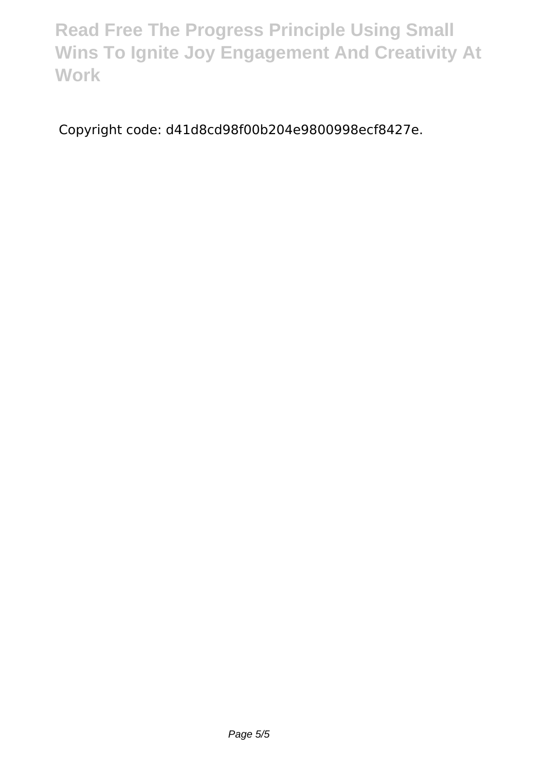Copyright code: d41d8cd98f00b204e9800998ecf8427e.